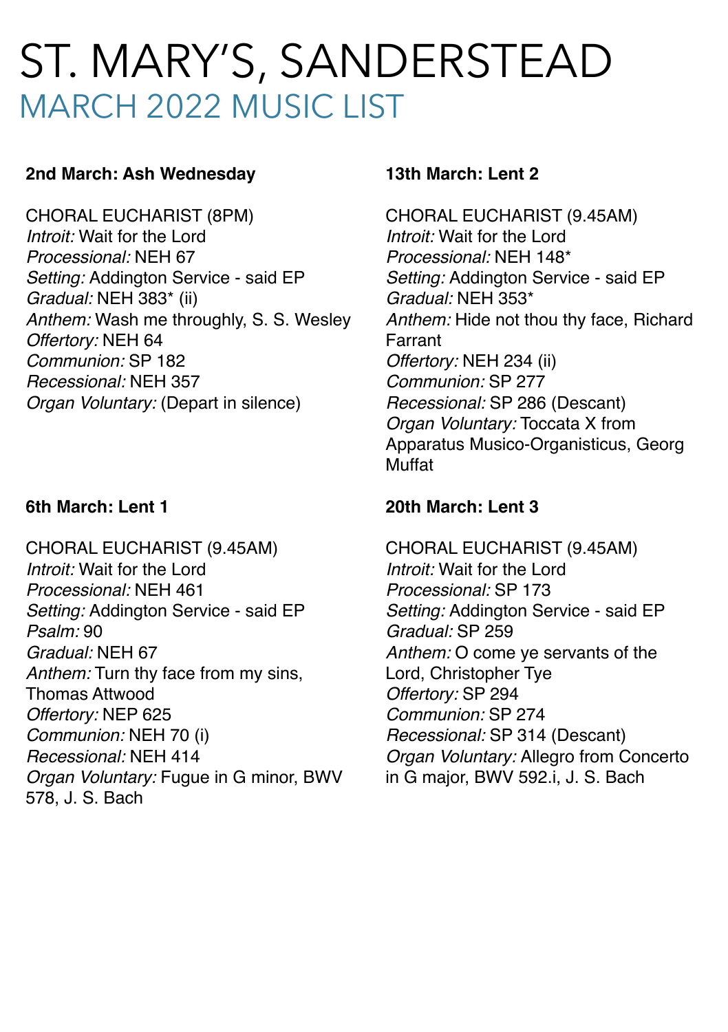# ST. MARY'S, SANDERSTEAD

## MARCH 2022 MUSIC LIST

**2nd March: Ash Wednesday**

CHORAL EUCHARIST (8PM)
*Introit:* Wait for the Lord
*Processional:* NEH 67
*Setting:* Addington Service - said EP
*Gradual:* NEH 383* (ii)
*Anthem:* Wash me throughly, S. S. Wesley
*Offertory:* NEH 64
*Communion:* SP 182
*Recessional:* NEH 357
*Organ Voluntary:* (Depart in silence)

**6th March: Lent 1**

CHORAL EUCHARIST (9.45AM)
*Introit:* Wait for the Lord
*Processional:* NEH 461
*Setting:* Addington Service - said EP
*Psalm:* 90
*Gradual:* NEH 67
*Anthem:* Turn thy face from my sins, Thomas Attwood
*Offertory:* NEP 625
*Communion:* NEH 70 (i)
*Recessional:* NEH 414
*Organ Voluntary:* Fugue in G minor, BWV 578, J. S. Bach

**13th March: Lent 2**

CHORAL EUCHARIST (9.45AM)
*Introit:* Wait for the Lord
*Processional:* NEH 148*
*Setting:* Addington Service - said EP
*Gradual:* NEH 353*
*Anthem:* Hide not thou thy face, Richard Farrant
*Offertory:* NEH 234 (ii)
*Communion:* SP 277
*Recessional:* SP 286 (Descant)
*Organ Voluntary:* Toccata X from Apparatus Musico-Organisticus, Georg Muffat

**20th March: Lent 3**

CHORAL EUCHARIST (9.45AM)
*Introit:* Wait for the Lord
*Processional:* SP 173
*Setting:* Addington Service - said EP
*Gradual:* SP 259
*Anthem:* O come ye servants of the Lord, Christopher Tye
*Offertory:* SP 294
*Communion:* SP 274
*Recessional:* SP 314 (Descant)
*Organ Voluntary:* Allegro from Concerto in G major, BWV 592.i, J. S. Bach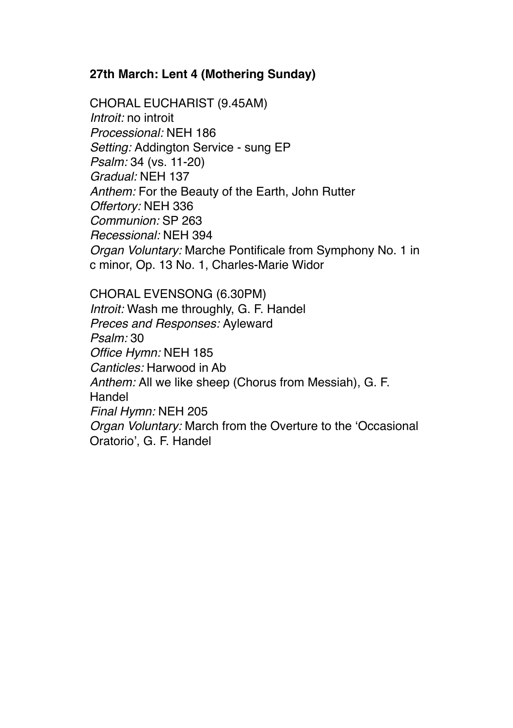**27th March: Lent 4 (Mothering Sunday)**

CHORAL EUCHARIST (9.45AM)
*Introit:* no introit
*Processional:* NEH 186
*Setting:* Addington Service - sung EP
*Psalm:* 34 (vs. 11-20)
*Gradual:* NEH 137
*Anthem:* For the Beauty of the Earth, John Rutter
*Offertory:* NEH 336
*Communion:* SP 263
*Recessional:* NEH 394
*Organ Voluntary:* Marche Pontificale from Symphony No. 1 in c minor, Op. 13 No. 1, Charles-Marie Widor

CHORAL EVENSONG (6.30PM)
*Introit:* Wash me throughly, G. F. Handel
*Preces and Responses:* Ayleward
*Psalm:* 30
*Office Hymn:* NEH 185
*Canticles:* Harwood in Ab
*Anthem:* All we like sheep (Chorus from Messiah), G. F. Handel
*Final Hymn:* NEH 205
*Organ Voluntary:* March from the Overture to the 'Occasional Oratorio', G. F. Handel